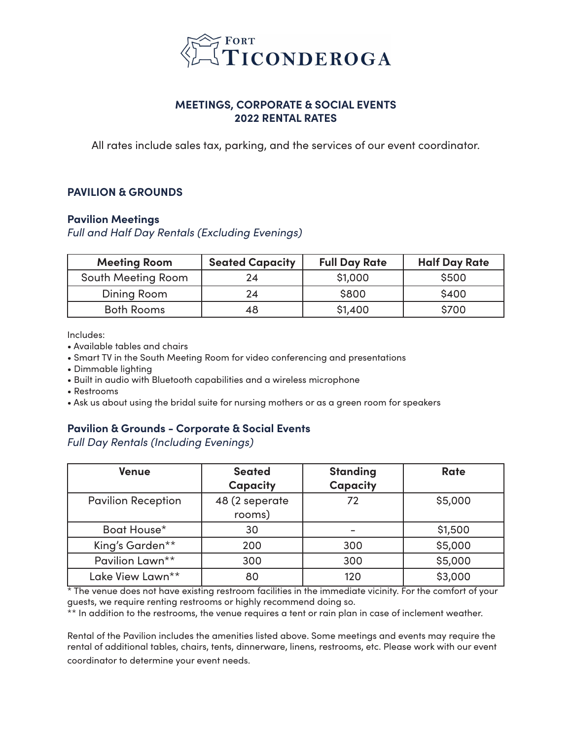# Fort Ticonderoga

## MEETINGS, CORPORATE & SOCIAL EVENTS
## 2022 RENTAL RATES

All rates include sales tax, parking, and the services of our event coordinator.

### PAVILION & GROUNDS

#### Pavilion Meetings

*Full and Half Day Rentals (Excluding Evenings)*

| Meeting Room | Seated Capacity | Full Day Rate | Half Day Rate |
|---|---|---|---|
| South Meeting Room | 24 | $1,000 | $500 |
| Dining Room | 24 | $800 | $400 |
| Both Rooms | 48 | $1,400 | $700 |

Includes:

- Available tables and chairs
- Smart TV in the South Meeting Room for video conferencing and presentations
- Dimmable lighting
- Built in audio with Bluetooth capabilities and a wireless microphone
- Restrooms
- Ask us about using the bridal suite for nursing mothers or as a green room for speakers

#### Pavilion & Grounds - Corporate & Social Events

*Full Day Rentals (Including Evenings)*

| Venue | Seated Capacity | Standing Capacity | Rate |
|---|---|---|---|
| Pavilion Reception | 48 (2 seperate rooms) | 72 | $5,000 |
| Boat House* | 30 | - | $1,500 |
| King's Garden** | 200 | 300 | $5,000 |
| Pavilion Lawn** | 300 | 300 | $5,000 |
| Lake View Lawn** | 80 | 120 | $3,000 |

* The venue does not have existing restroom facilities in the immediate vicinity. For the comfort of your guests, we require renting restrooms or highly recommend doing so.

** In addition to the restrooms, the venue requires a tent or rain plan in case of inclement weather.

Rental of the Pavilion includes the amenities listed above. Some meetings and events may require the rental of additional tables, chairs, tents, dinnerware, linens, restrooms, etc. Please work with our event coordinator to determine your event needs.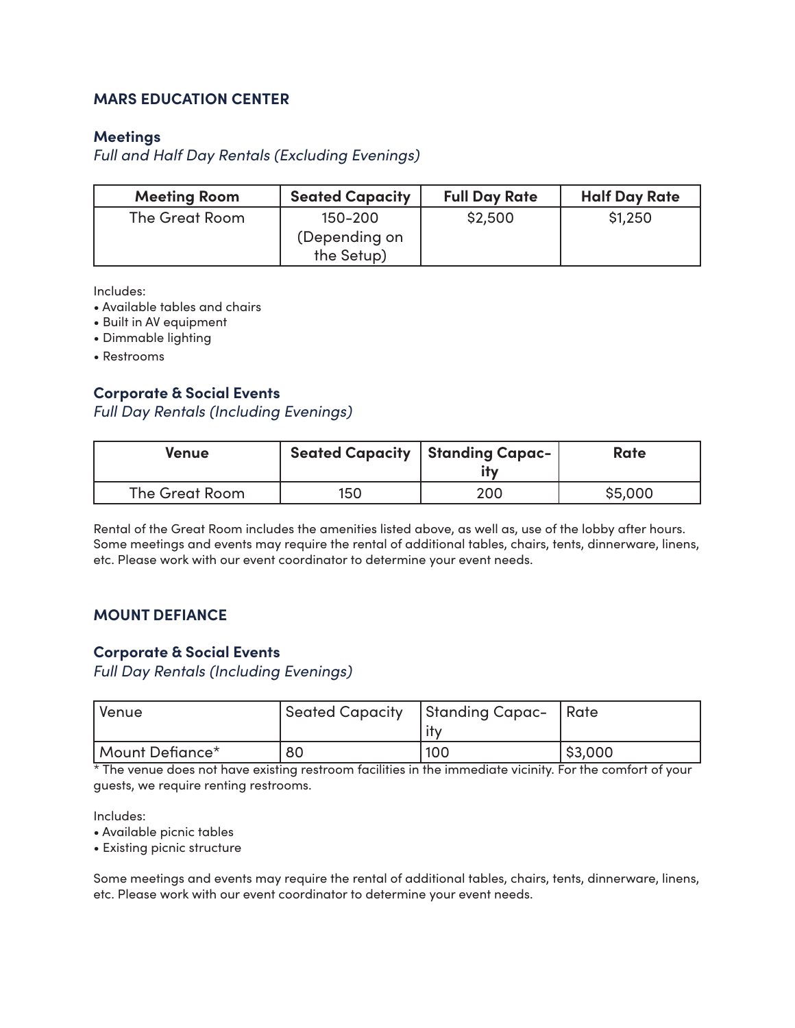## MARS EDUCATION CENTER

### Meetings

*Full and Half Day Rentals (Excluding Evenings)*

| Meeting Room | Seated Capacity | Full Day Rate | Half Day Rate |
|---|---|---|---|
| The Great Room | 150-200 (Depending on the Setup) | $2,500 | $1,250 |

Includes:
- Available tables and chairs
- Built in AV equipment
- Dimmable lighting
- Restrooms

### Corporate & Social Events

*Full Day Rentals (Including Evenings)*

| Venue | Seated Capacity | Standing Capacity | Rate |
|---|---|---|---|
| The Great Room | 150 | 200 | $5,000 |

Rental of the Great Room includes the amenities listed above, as well as, use of the lobby after hours. Some meetings and events may require the rental of additional tables, chairs, tents, dinnerware, linens, etc. Please work with our event coordinator to determine your event needs.

## MOUNT DEFIANCE

### Corporate & Social Events

*Full Day Rentals (Including Evenings)*

| Venue | Seated Capacity | Standing Capacity | Rate |
|---|---|---|---|
| Mount Defiance* | 80 | 100 | $3,000 |

* The venue does not have existing restroom facilities in the immediate vicinity. For the comfort of your guests, we require renting restrooms.

Includes:
- Available picnic tables
- Existing picnic structure

Some meetings and events may require the rental of additional tables, chairs, tents, dinnerware, linens, etc. Please work with our event coordinator to determine your event needs.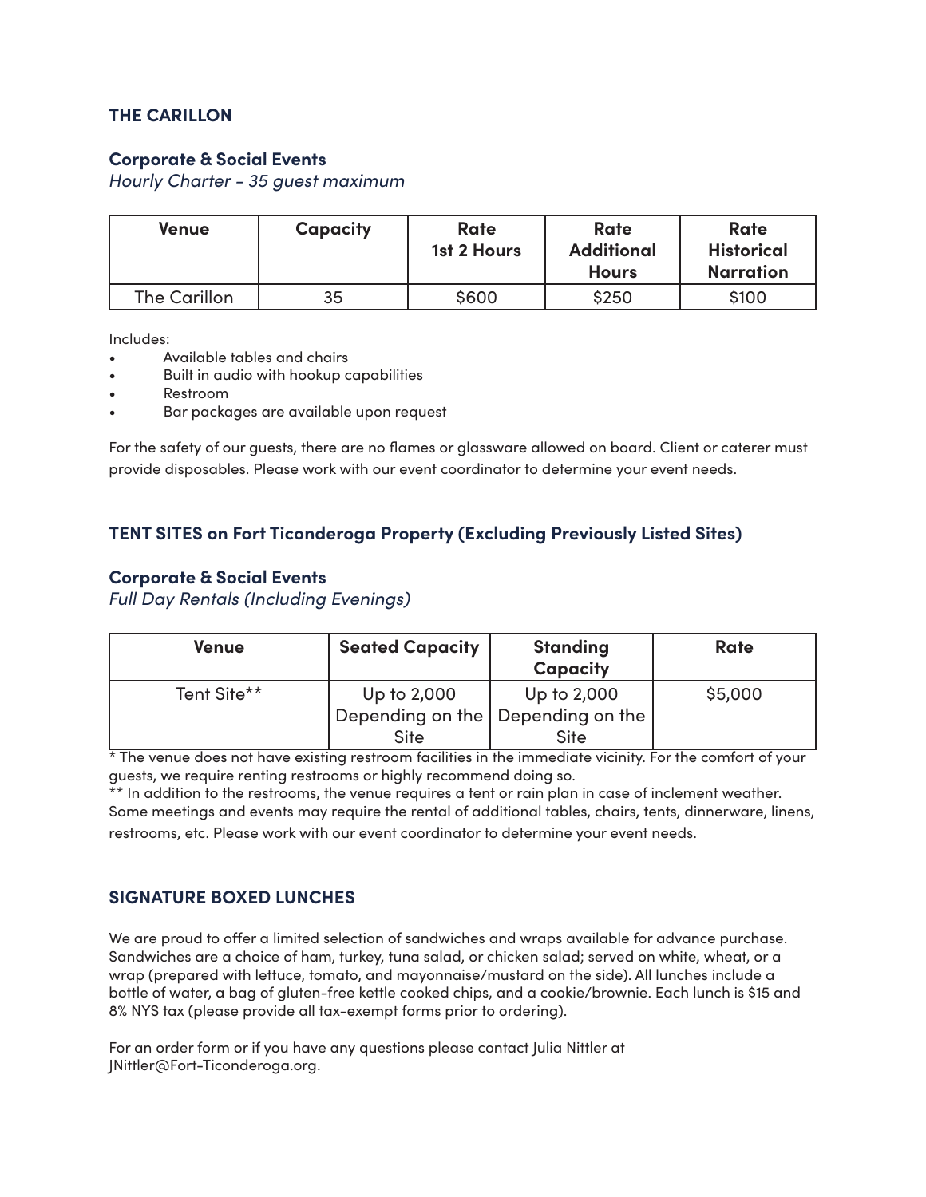## THE CARILLON

### Corporate & Social Events

*Hourly Charter - 35 guest maximum*

| Venue | Capacity | Rate 1st 2 Hours | Rate Additional Hours | Rate Historical Narration |
|---|---|---|---|---|
| The Carillon | 35 | $600 | $250 | $100 |

Includes:

- Available tables and chairs
- Built in audio with hookup capabilities
- Restroom
- Bar packages are available upon request

For the safety of our guests, there are no flames or glassware allowed on board. Client or caterer must provide disposables. Please work with our event coordinator to determine your event needs.

## TENT SITES on Fort Ticonderoga Property (Excluding Previously Listed Sites)

### Corporate & Social Events

*Full Day Rentals (Including Evenings)*

| Venue | Seated Capacity | Standing Capacity | Rate |
|---|---|---|---|
| Tent Site** | Up to 2,000 Depending on the Site | Up to 2,000 Depending on the Site | $5,000 |

* The venue does not have existing restroom facilities in the immediate vicinity. For the comfort of your guests, we require renting restrooms or highly recommend doing so.

** In addition to the restrooms, the venue requires a tent or rain plan in case of inclement weather. Some meetings and events may require the rental of additional tables, chairs, tents, dinnerware, linens, restrooms, etc. Please work with our event coordinator to determine your event needs.

## SIGNATURE BOXED LUNCHES

We are proud to offer a limited selection of sandwiches and wraps available for advance purchase. Sandwiches are a choice of ham, turkey, tuna salad, or chicken salad; served on white, wheat, or a wrap (prepared with lettuce, tomato, and mayonnaise/mustard on the side). All lunches include a bottle of water, a bag of gluten-free kettle cooked chips, and a cookie/brownie. Each lunch is $15 and 8% NYS tax (please provide all tax-exempt forms prior to ordering).

For an order form or if you have any questions please contact Julia Nittler at JNittler@Fort-Ticonderoga.org.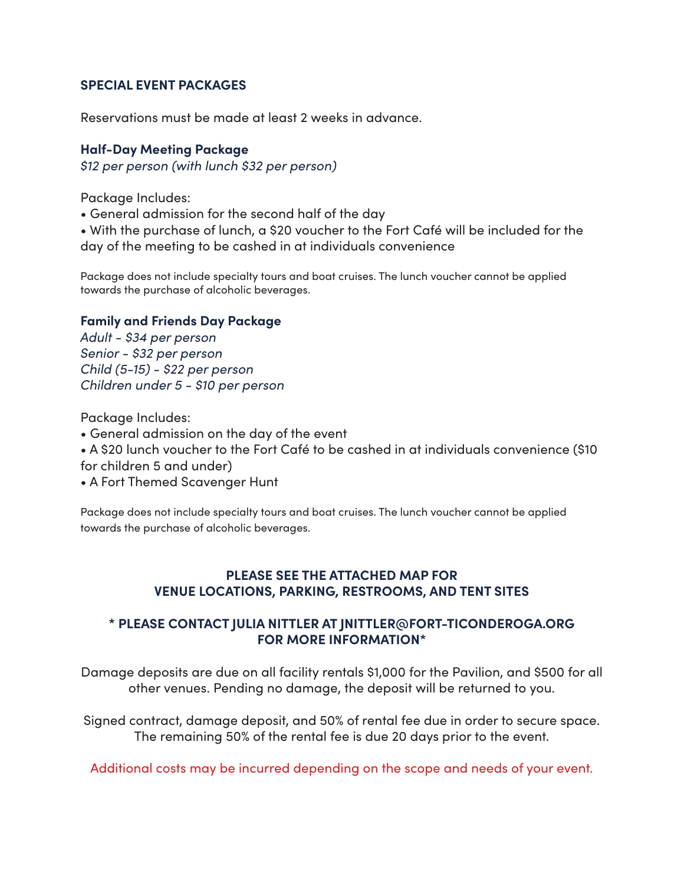## SPECIAL EVENT PACKAGES

Reservations must be made at least 2 weeks in advance.

### Half-Day Meeting Package

*$12 per person (with lunch $32 per person)*

Package Includes:

- General admission for the second half of the day
- With the purchase of lunch, a $20 voucher to the Fort Café will be included for the day of the meeting to be cashed in at individuals convenience

Package does not include specialty tours and boat cruises. The lunch voucher cannot be applied towards the purchase of alcoholic beverages.

### Family and Friends Day Package

*Adult - $34 per person*
*Senior - $32 per person*
*Child (5-15) - $22 per person*
*Children under 5 - $10 per person*

Package Includes:

- General admission on the day of the event
- A $20 lunch voucher to the Fort Café to be cashed in at individuals convenience ($10 for children 5 and under)
- A Fort Themed Scavenger Hunt

Package does not include specialty tours and boat cruises. The lunch voucher cannot be applied towards the purchase of alcoholic beverages.

**PLEASE SEE THE ATTACHED MAP FOR VENUE LOCATIONS, PARKING, RESTROOMS, AND TENT SITES**

**\* PLEASE CONTACT JULIA NITTLER AT JNITTLER@FORT-TICONDEROGA.ORG FOR MORE INFORMATION\***

Damage deposits are due on all facility rentals $1,000 for the Pavilion, and $500 for all other venues. Pending no damage, the deposit will be returned to you.

Signed contract, damage deposit, and 50% of rental fee due in order to secure space. The remaining 50% of the rental fee is due 20 days prior to the event.

Additional costs may be incurred depending on the scope and needs of your event.